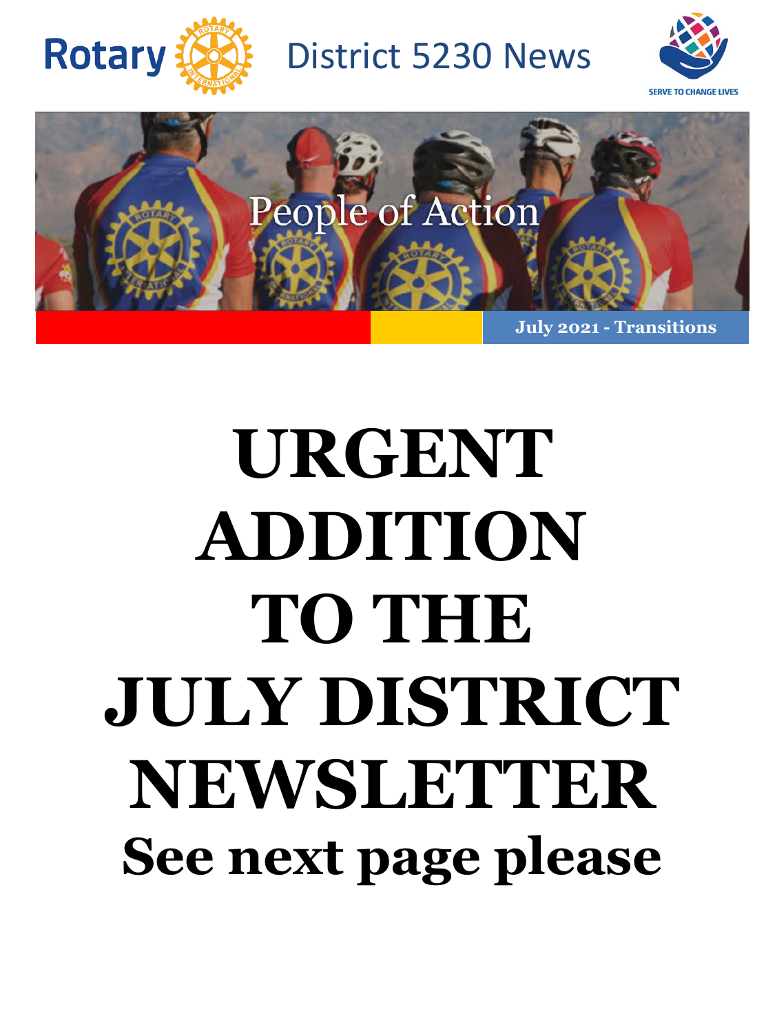Rotary District 5230 News

SERVE TO CHANGE LIVES

People of Action

**July 2021 - Transitions**

# URGENT ADDITION TO THE JULY DISTRICT NEWSLETTER

## See next page please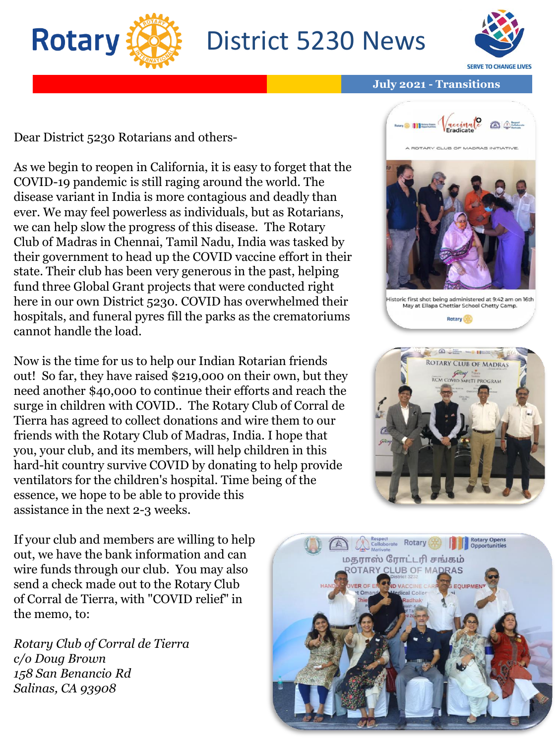# District 5230 News

**July 2021 - Transitions**

Dear District 5230 Rotarians and others-

As we begin to reopen in California, it is easy to forget that the COVID-19 pandemic is still raging around the world. The disease variant in India is more contagious and deadly than ever. We may feel powerless as individuals, but as Rotarians, we can help slow the progress of this disease. The Rotary Club of Madras in Chennai, Tamil Nadu, India was tasked by their government to head up the COVID vaccine effort in their state. Their club has been very generous in the past, helping fund three Global Grant projects that were conducted right here in our own District 5230. COVID has overwhelmed their hospitals, and funeral pyres fill the parks as the crematoriums cannot handle the load.

Now is the time for us to help our Indian Rotarian friends out! So far, they have raised $219,000 on their own, but they need another $40,000 to continue their efforts and reach the surge in children with COVID.. The Rotary Club of Corral de Tierra has agreed to collect donations and wire them to our friends with the Rotary Club of Madras, India. I hope that you, your club, and its members, will help children in this hard-hit country survive COVID by donating to help provide ventilators for the children's hospital. Time being of the essence, we hope to be able to provide this assistance in the next 2-3 weeks.

If your club and members are willing to help out, we have the bank information and can wire funds through our club. You may also send a check made out to the Rotary Club of Corral de Tierra, with "COVID relief" in the memo, to:

*Rotary Club of Corral de Tierra*
*c/o Doug Brown*
*158 San Benancio Rd*
*Salinas, CA 93908*

Historic first shot being administered at 9:42 am on 16th May at Ellapa Chettiar School Chetty Camp.